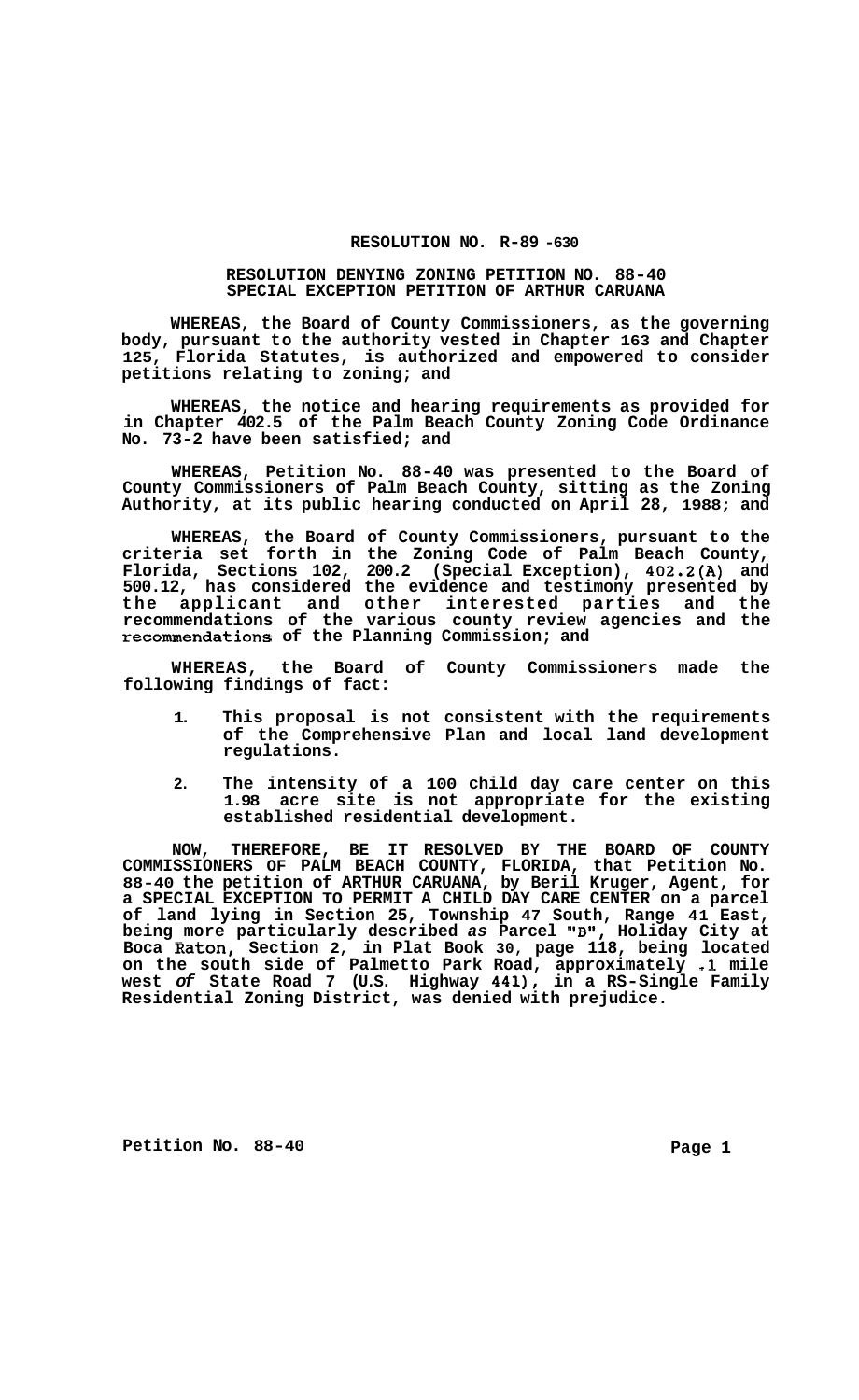**RESOLUTION NO. R-89 -630**

**RESOLUTION DENYING ZONING PETITION NO. 88-40**
**SPECIAL EXCEPTION PETITION OF ARTHUR CARUANA**

**WHEREAS, the Board of County Commissioners, as the governing body, pursuant to the authority vested in Chapter 163 and Chapter 125, Florida Statutes, is authorized and empowered to consider petitions relating to zoning; and**

**WHEREAS, the notice and hearing requirements as provided for in Chapter 402.5 of the Palm Beach County Zoning Code Ordinance No. 73-2 have been satisfied; and**

**WHEREAS, Petition No. 88-40 was presented to the Board of County Commissioners of Palm Beach County, sitting as the Zoning Authority, at its public hearing conducted on April 28, 1988; and**

**WHEREAS, the Board of County Commissioners, pursuant to the criteria set forth in the Zoning Code of Palm Beach County, Florida, Sections 102, 200.2 (Special Exception), 402.2(A) and 500.12, has considered the evidence and testimony presented by the applicant and other interested parties and the recommendations of the various county review agencies and the recommendations of the Planning Commission; and**

**WHEREAS, the Board of County Commissioners made the following findings of fact:**

1. **This proposal is not consistent with the requirements of the Comprehensive Plan and local land development regulations.**

2. **The intensity of a 100 child day care center on this 1.98 acre site is not appropriate for the existing established residential development.**

**NOW, THEREFORE, BE IT RESOLVED BY THE BOARD OF COUNTY COMMISSIONERS OF PALM BEACH COUNTY, FLORIDA, that Petition No. 88-40 the petition of ARTHUR CARUANA, by Beril Kruger, Agent, for a SPECIAL EXCEPTION TO PERMIT A CHILD DAY CARE CENTER on a parcel of land lying in Section 25, Township 47 South, Range 41 East, being more particularly described *as* Parcel "B", Holiday City at Boca Raton, Section 2, in Plat Book 30, page 118, being located on the south side of Palmetto Park Road, approximately .1 mile west *of* State Road 7 (U.S. Highway 441), in a RS-Single Family Residential Zoning District, was denied with prejudice.**

**Petition No. 88-40**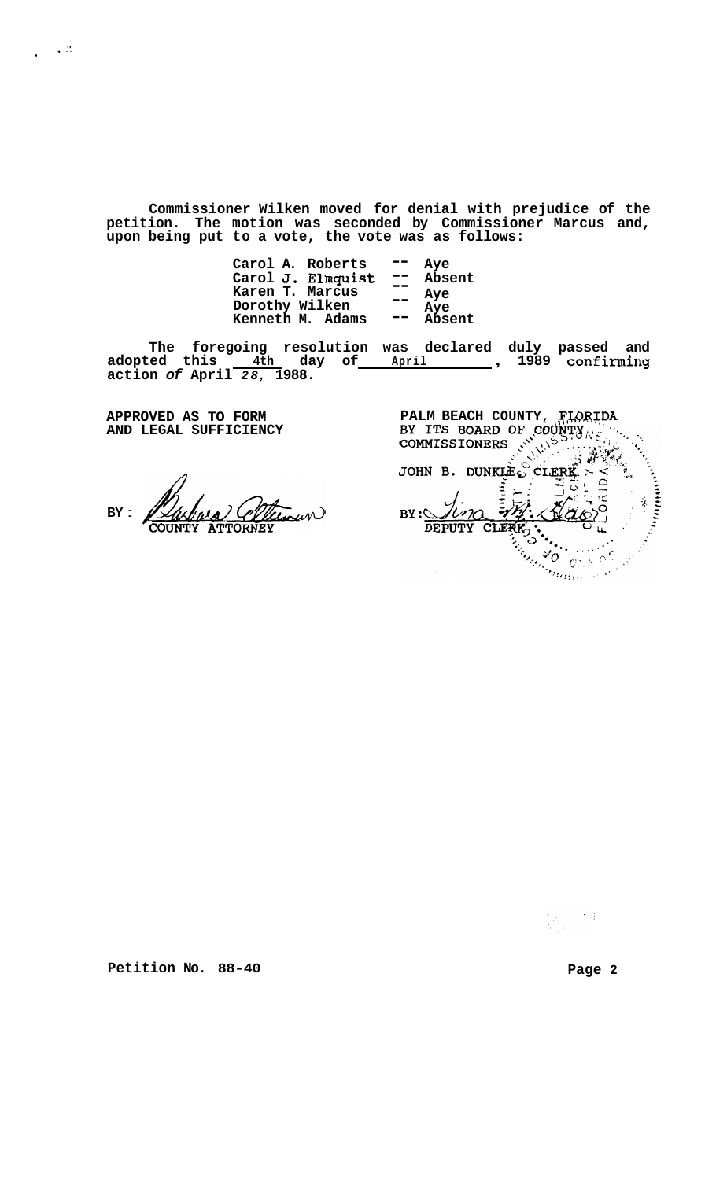**Commissioner Wilken moved for denial with prejudice of the petition. The motion was seconded by Commissioner Marcus and, upon being put to a vote, the vote was as follows:**

| | | |
|---|---|---|
| **Carol A. Roberts** | **--** | **Aye** |
| **Carol J. Elmquist** | **--** | **Absent** |
| **Karen T. Marcus** | **--** | **Aye** |
| **Dorothy Wilken** | **--** | **Aye** |
| **Kenneth M. Adams** | **--** | **Absent** |

**The foregoing resolution was declared duly passed and adopted this 4th day of April, 1989 confirming action *of* April *28*, 1988.**

**APPROVED AS TO FORM AND LEGAL SUFFICIENCY**

BY: COUNTY ATTORNEY

**PALM BEACH COUNTY, FLORIDA**
BY ITS BOARD OF COUNTY COMMISSIONERS

JOHN B. DUNKLE, CLERK

BY: DEPUTY CLERK

**Petition No. 88-40**